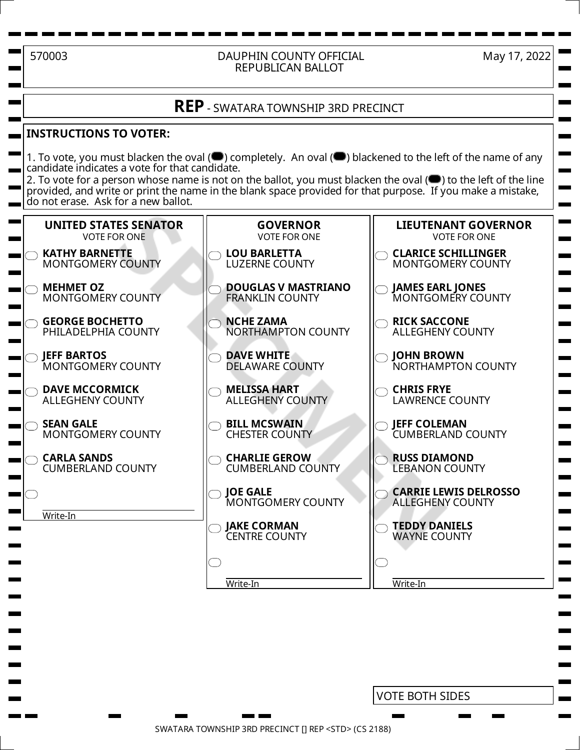570003 — DAUPHIN COUNTY OFFICIAL REPUBLICAN BALLOT — May 17, 2022

# REP - SWATARA TOWNSHIP 3RD PRECINCT

## INSTRUCTIONS TO VOTER:

1. To vote, you must blacken the oval (⬬) completely. An oval (⬬) blackened to the left of the name of any candidate indicates a vote for that candidate.
2. To vote for a person whose name is not on the ballot, you must blacken the oval (⬬) to the left of the line provided, and write or print the name in the blank space provided for that purpose. If you make a mistake, do not erase. Ask for a new ballot.

### UNITED STATES SENATOR
VOTE FOR ONE

- ⬭ **KATHY BARNETTE** MONTGOMERY COUNTY
- ⬭ **MEHMET OZ** MONTGOMERY COUNTY
- ⬭ **GEORGE BOCHETTO** PHILADELPHIA COUNTY
- ⬭ **JEFF BARTOS** MONTGOMERY COUNTY
- ⬭ **DAVE MCCORMICK** ALLEGHENY COUNTY
- ⬭ **SEAN GALE** MONTGOMERY COUNTY
- ⬭ **CARLA SANDS** CUMBERLAND COUNTY
- ⬭ ____________ Write-In

### GOVERNOR
VOTE FOR ONE

- ⬭ **LOU BARLETTA** LUZERNE COUNTY
- ⬭ **DOUGLAS V MASTRIANO** FRANKLIN COUNTY
- ⬭ **NCHE ZAMA** NORTHAMPTON COUNTY
- ⬭ **DAVE WHITE** DELAWARE COUNTY
- ⬭ **MELISSA HART** ALLEGHENY COUNTY
- ⬭ **BILL MCSWAIN** CHESTER COUNTY
- ⬭ **CHARLIE GEROW** CUMBERLAND COUNTY
- ⬭ **JOE GALE** MONTGOMERY COUNTY
- ⬭ **JAKE CORMAN** CENTRE COUNTY
- ⬭ ____________ Write-In

### LIEUTENANT GOVERNOR
VOTE FOR ONE

- ⬭ **CLARICE SCHILLINGER** MONTGOMERY COUNTY
- ⬭ **JAMES EARL JONES** MONTGOMERY COUNTY
- ⬭ **RICK SACCONE** ALLEGHENY COUNTY
- ⬭ **JOHN BROWN** NORTHAMPTON COUNTY
- ⬭ **CHRIS FRYE** LAWRENCE COUNTY
- ⬭ **JEFF COLEMAN** CUMBERLAND COUNTY
- ⬭ **RUSS DIAMOND** LEBANON COUNTY
- ⬭ **CARRIE LEWIS DELROSSO** ALLEGHENY COUNTY
- ⬭ **TEDDY DANIELS** WAYNE COUNTY
- ⬭ ____________ Write-In

VOTE BOTH SIDES

SWATARA TOWNSHIP 3RD PRECINCT [] REP <STD> (CS 2188)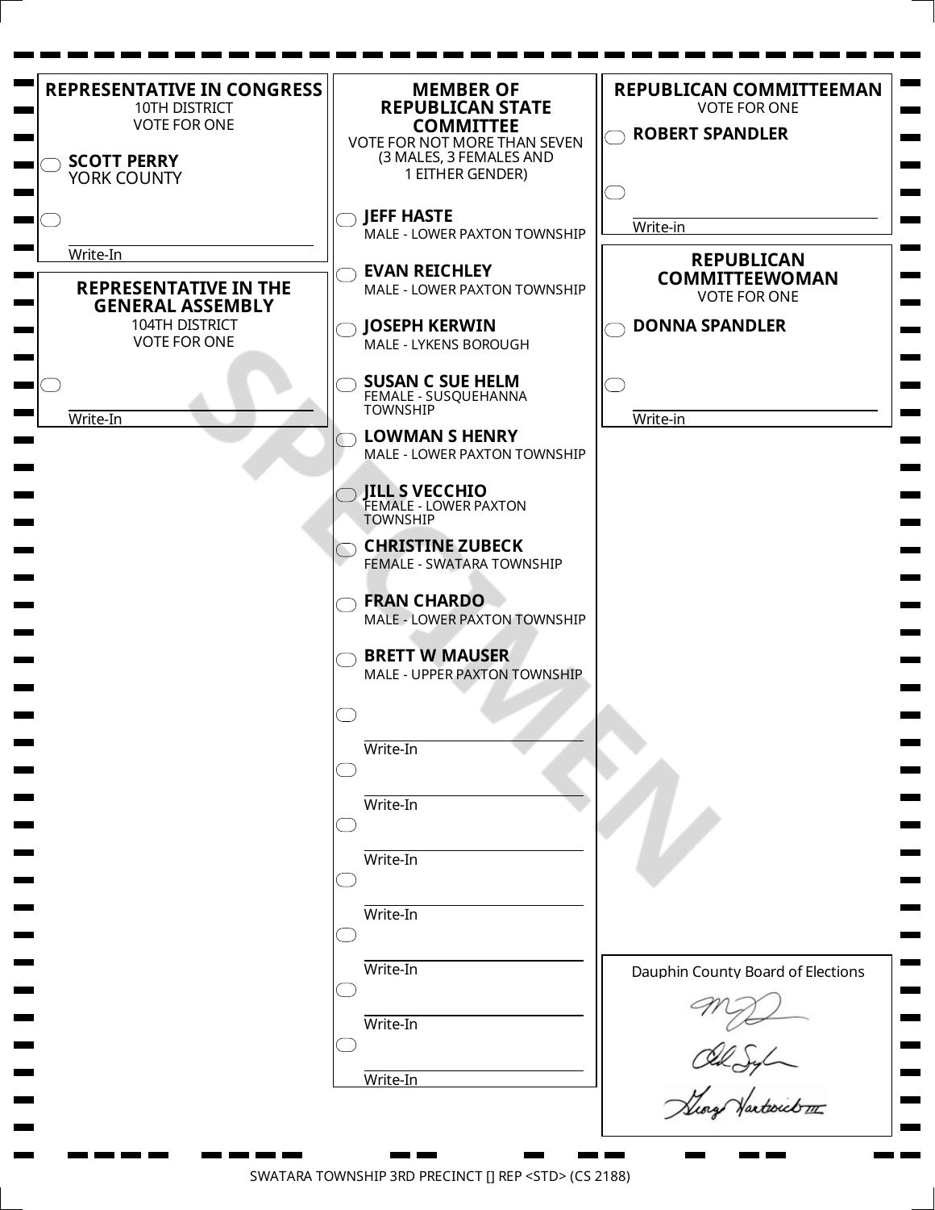## REPRESENTATIVE IN CONGRESS

10TH DISTRICT
VOTE FOR ONE

- **SCOTT PERRY**
  YORK COUNTY
- Write-In

## REPRESENTATIVE IN THE GENERAL ASSEMBLY

104TH DISTRICT
VOTE FOR ONE

- Write-In

## MEMBER OF REPUBLICAN STATE COMMITTEE

VOTE FOR NOT MORE THAN SEVEN
(3 MALES, 3 FEMALES AND
1 EITHER GENDER)

- **JEFF HASTE**
  MALE - LOWER PAXTON TOWNSHIP
- **EVAN REICHLEY**
  MALE - LOWER PAXTON TOWNSHIP
- **JOSEPH KERWIN**
  MALE - LYKENS BOROUGH
- **SUSAN C SUE HELM**
  FEMALE - SUSQUEHANNA TOWNSHIP
- **LOWMAN S HENRY**
  MALE - LOWER PAXTON TOWNSHIP
- **JILL S VECCHIO**
  FEMALE - LOWER PAXTON TOWNSHIP
- **CHRISTINE ZUBECK**
  FEMALE - SWATARA TOWNSHIP
- **FRAN CHARDO**
  MALE - LOWER PAXTON TOWNSHIP
- **BRETT W MAUSER**
  MALE - UPPER PAXTON TOWNSHIP
- Write-In
- Write-In
- Write-In
- Write-In
- Write-In
- Write-In
- Write-In

## REPUBLICAN COMMITTEEMAN

VOTE FOR ONE

- **ROBERT SPANDLER**
- Write-in

## REPUBLICAN COMMITTEEWOMAN

VOTE FOR ONE

- **DONNA SPANDLER**
- Write-in

Dauphin County Board of Elections

SPECIMEN

SWATARA TOWNSHIP 3RD PRECINCT [] REP <STD> (CS 2188)